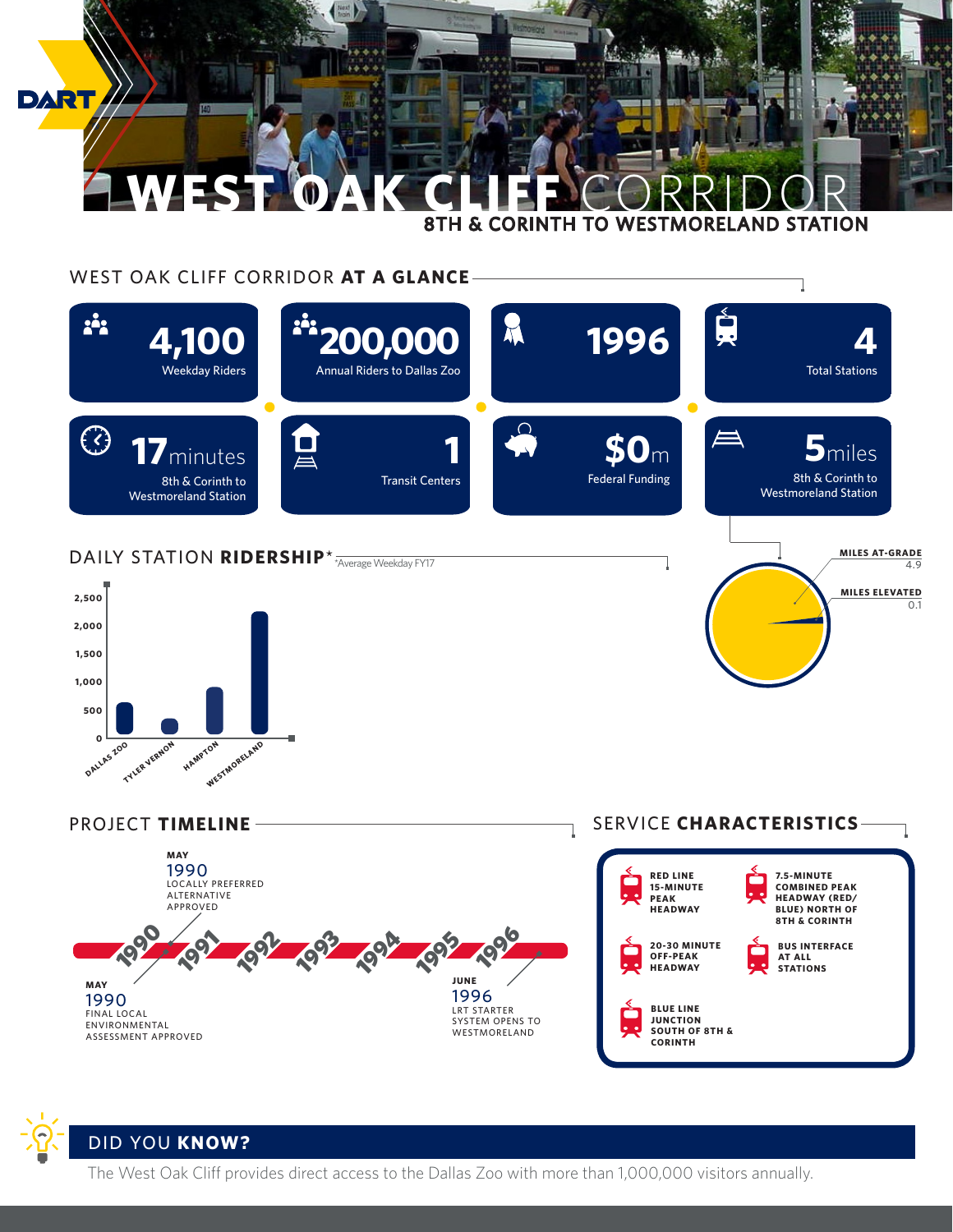DART

# WEST OAK CLIFF CORRIDOR

## 8TH & CORINTH TO WESTMORELAND STATION

## WEST OAK CLIFF CORRIDOR **AT A GLANCE**

- **4,100** Weekday Riders
- **200,000** Annual Riders to Dallas Zoo
- **1996**
- **4** Total Stations
- **17** minutes — 8th & Corinth to Westmoreland Station
- **1** Transit Centers
- **$0**m Federal Funding
- **5** miles — 8th & Corinth to Westmoreland Station

| MILES AT-GRADE | MILES ELEVATED |
|---|---|
| 4.9 | 0.1 |

## DAILY STATION **RIDERSHIP***

*Average Weekday FY17

Chart stations: DALLAS ZOO, TYLER VERNON, HAMPTON, WESTMORELAND (axis 0–2,500)

## PROJECT **TIMELINE**

- **MAY 1990** — LOCALLY PREFERRED ALTERNATIVE APPROVED
- **MAY 1990** — FINAL LOCAL ENVIRONMENTAL ASSESSMENT APPROVED
- **JUNE 1996** — LRT STARTER SYSTEM OPENS TO WESTMORELAND

1990 · 1991 · 1992 · 1993 · 1994 · 1995 · 1996

## SERVICE **CHARACTERISTICS**

- RED LINE 15-MINUTE PEAK HEADWAY
- 7.5-MINUTE COMBINED PEAK HEADWAY (RED/BLUE) NORTH OF 8TH & CORINTH
- 20-30 MINUTE OFF-PEAK HEADWAY
- BUS INTERFACE AT ALL STATIONS
- BLUE LINE JUNCTION SOUTH OF 8TH & CORINTH

## DID YOU **KNOW?**

The West Oak Cliff provides direct access to the Dallas Zoo with more than 1,000,000 visitors annually.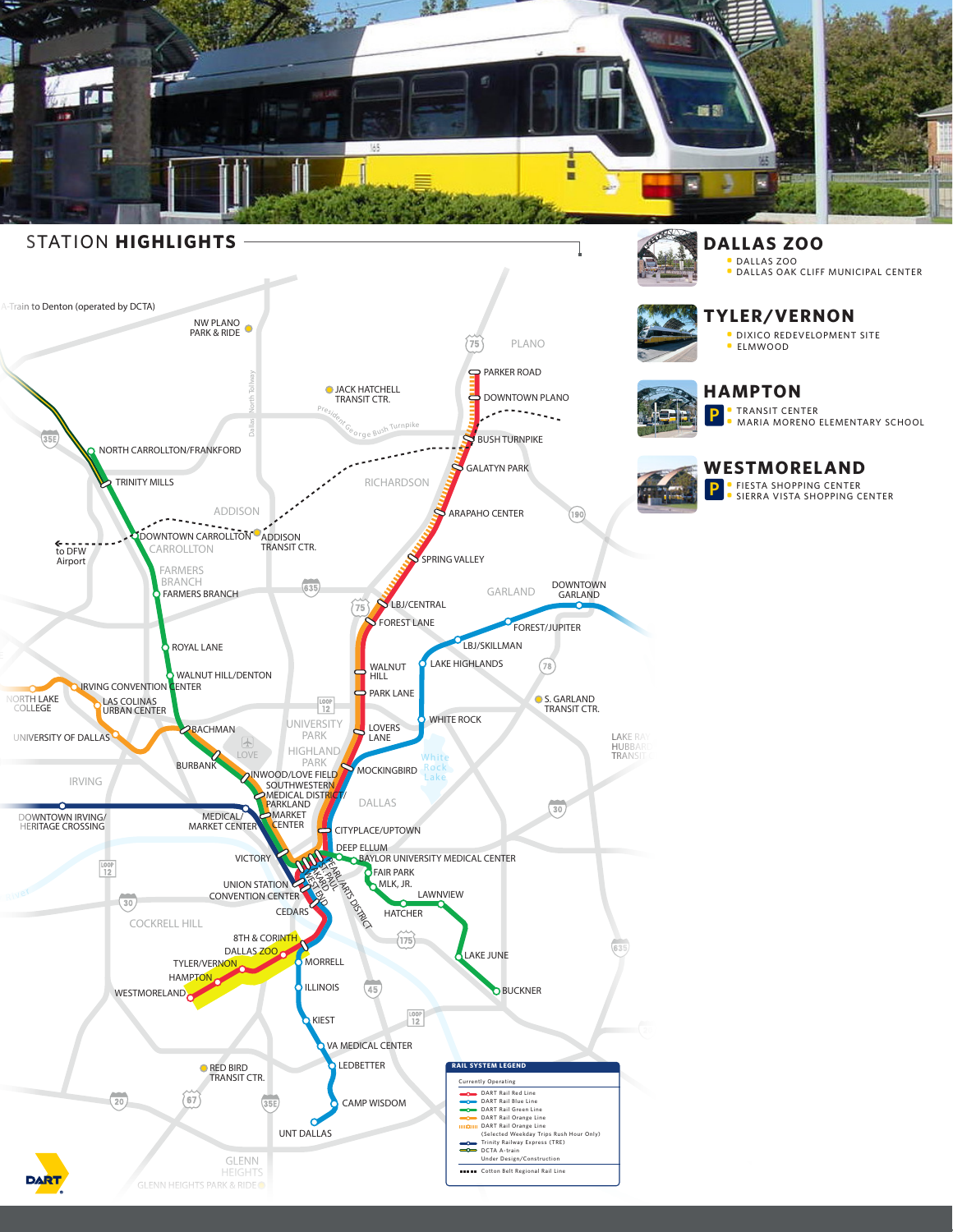## STATION HIGHLIGHTS

### DALLAS ZOO
- DALLAS ZOO
- DALLAS OAK CLIFF MUNICIPAL CENTER

### TYLER/VERNON
- DIXICO REDEVELOPMENT SITE
- ELMWOOD

### HAMPTON
- TRANSIT CENTER
- MARIA MORENO ELEMENTARY SCHOOL

### WESTMORELAND
- FIESTA SHOPPING CENTER
- SIERRA VISTA SHOPPING CENTER

A-Train to Denton (operated by DCTA)

NW PLANO PARK & RIDE

PLANO

PARKER ROAD

DOWNTOWN PLANO

JACK HATCHELL TRANSIT CTR.

President George Bush Turnpike

Dallas North Tollway

BUSH TURNPIKE

NORTH CARROLLTON/FRANKFORD

GALATYN PARK

RICHARDSON

TRINITY MILLS

ARAPAHO CENTER

ADDISON

DOWNTOWN CARROLLTON

ADDISON TRANSIT CTR.

CARROLLTON

to DFW Airport

SPRING VALLEY

FARMERS BRANCH

FARMERS BRANCH

GARLAND

DOWNTOWN GARLAND

LBJ/CENTRAL

FOREST LANE

FOREST/JUPITER

ROYAL LANE

LBJ/SKILLMAN

LAKE HIGHLANDS

WALNUT HILL

WALNUT HILL/DENTON

IRVING CONVENTION CENTER

NORTH LAKE COLLEGE

LAS COLINAS URBAN CENTER

PARK LANE

S. GARLAND TRANSIT CTR.

UNIVERSITY PARK

WHITE ROCK

UNIVERSITY OF DALLAS

BACHMAN

LOVERS LANE

LAKE RAY HUBBARD TRANSIT

LOVE

HIGHLAND PARK

White Rock Lake

BURBANK

INWOOD/LOVE FIELD

MOCKINGBIRD

IRVING

SOUTHWESTERN MEDICAL DISTRICT/PARKLAND

DALLAS

MARKET CENTER

DOWNTOWN IRVING/HERITAGE CROSSING

MEDICAL/MARKET CENTER

CITYPLACE/UPTOWN

DEEP ELLUM

VICTORY

BAYLOR UNIVERSITY MEDICAL CENTER

PEARL/ARTS DISTRICT

ST. PAUL

AKARD

WEST END

FAIR PARK

MLK, JR.

UNION STATION CONVENTION CENTER

LAWNVIEW

CEDARS

HATCHER

COCKRELL HILL

8TH & CORINTH

DALLAS ZOO

LAKE JUNE

TYLER/VERNON

MORRELL

HAMPTON

WESTMORELAND

ILLINOIS

BUCKNER

KIEST

VA MEDICAL CENTER

LEDBETTER

RED BIRD TRANSIT CTR.

CAMP WISDOM

UNT DALLAS

GLENN HEIGHTS

GLENN HEIGHTS PARK & RIDE

**RAIL SYSTEM LEGEND**

Currently Operating
- DART Rail Red Line
- DART Rail Blue Line
- DART Rail Green Line
- DART Rail Orange Line
- DART Rail Orange Line (Selected Weekday Trips Rush Hour Only)
- Trinity Railway Express (TRE)
- DCTA A-train

Under Design/Construction
- Cotton Belt Regional Rail Line